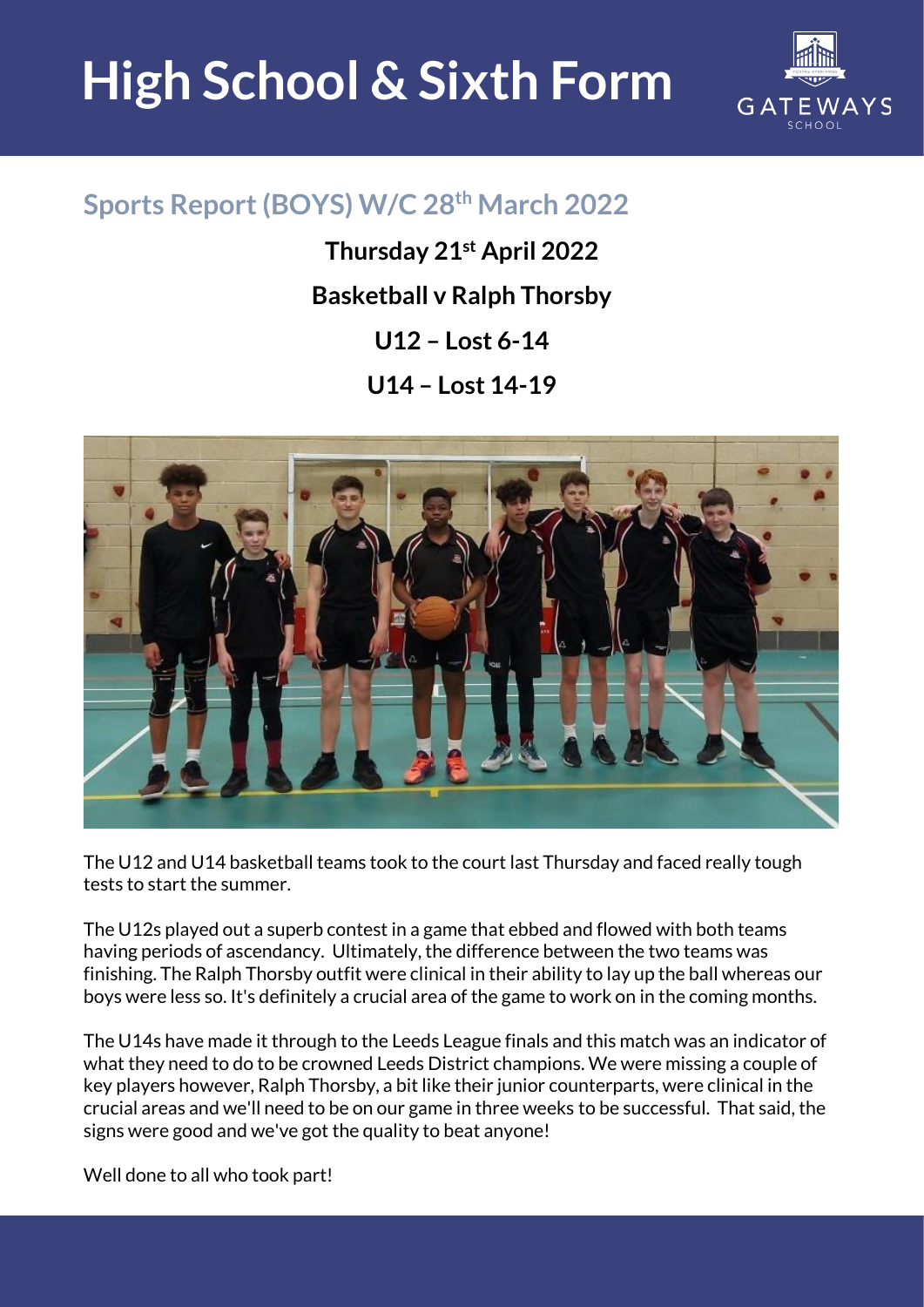# High School & Sixth Form

## Sports Report (BOYS) W/C 28th March 2022

**Thursday 21st April 2022**

**Basketball v Ralph Thorsby**

**U12 – Lost 6-14**

**U14 – Lost 14-19**

The U12 and U14 basketball teams took to the court last Thursday and faced really tough tests to start the summer.

The U12s played out a superb contest in a game that ebbed and flowed with both teams having periods of ascendancy. Ultimately, the difference between the two teams was finishing. The Ralph Thorsby outfit were clinical in their ability to lay up the ball whereas our boys were less so. It's definitely a crucial area of the game to work on in the coming months.

The U14s have made it through to the Leeds League finals and this match was an indicator of what they need to do to be crowned Leeds District champions. We were missing a couple of key players however, Ralph Thorsby, a bit like their junior counterparts, were clinical in the crucial areas and we'll need to be on our game in three weeks to be successful. That said, the signs were good and we've got the quality to beat anyone!

Well done to all who took part!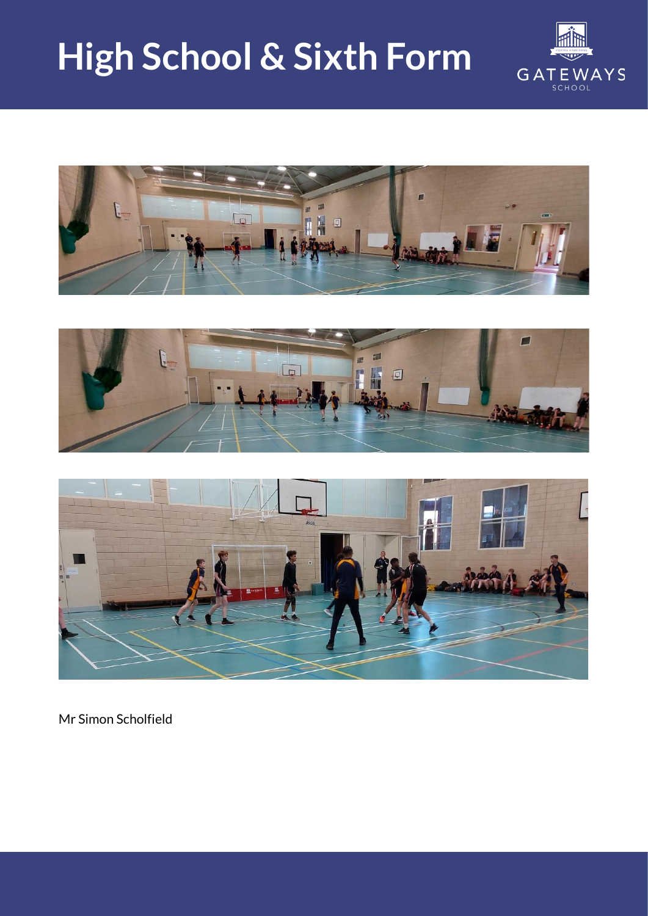Mr Simon Scholfield